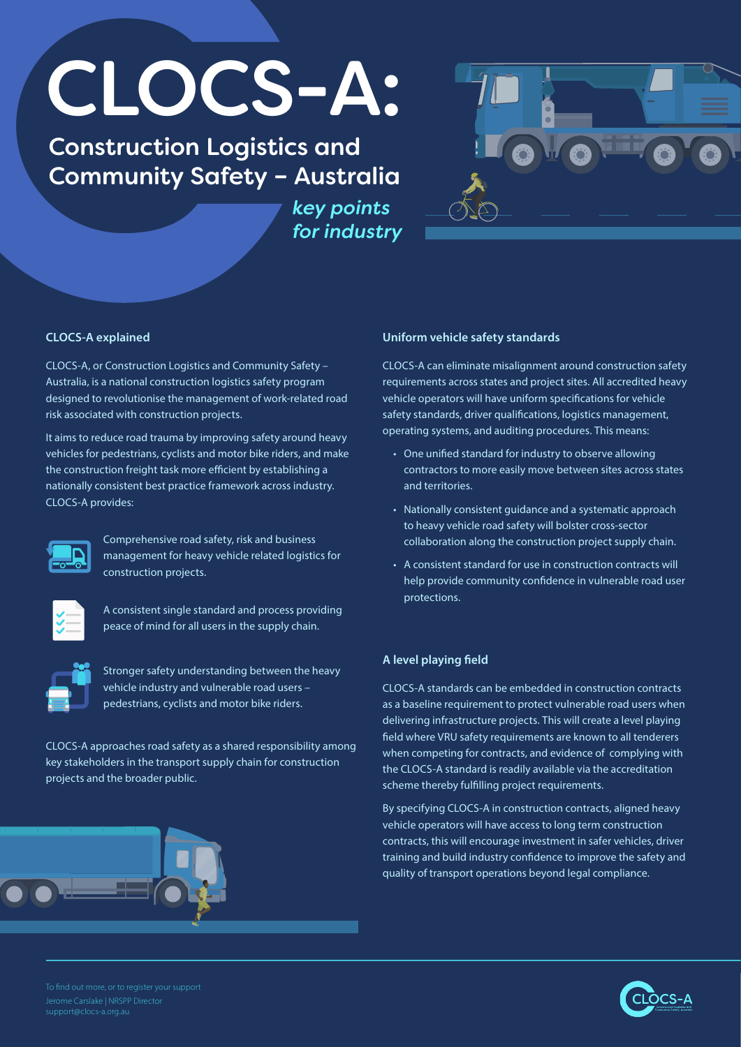# CLOCS-A:

## Construction Logistics and Community Safety – Australia

*key points for industry*

### CLOCS-A explained

CLOCS-A, or Construction Logistics and Community Safety – Australia, is a national construction logistics safety program designed to revolutionise the management of work-related road risk associated with construction projects.

It aims to reduce road trauma by improving safety around heavy vehicles for pedestrians, cyclists and motor bike riders, and make the construction freight task more efficient by establishing a nationally consistent best practice framework across industry. CLOCS-A provides:

- Comprehensive road safety, risk and business management for heavy vehicle related logistics for construction projects.
- A consistent single standard and process providing peace of mind for all users in the supply chain.
- Stronger safety understanding between the heavy vehicle industry and vulnerable road users – pedestrians, cyclists and motor bike riders.

CLOCS-A approaches road safety as a shared responsibility among key stakeholders in the transport supply chain for construction projects and the broader public.

### Uniform vehicle safety standards

CLOCS-A can eliminate misalignment around construction safety requirements across states and project sites. All accredited heavy vehicle operators will have uniform specifications for vehicle safety standards, driver qualifications, logistics management, operating systems, and auditing procedures. This means:

- One unified standard for industry to observe allowing contractors to more easily move between sites across states and territories.
- Nationally consistent guidance and a systematic approach to heavy vehicle road safety will bolster cross-sector collaboration along the construction project supply chain.
- A consistent standard for use in construction contracts will help provide community confidence in vulnerable road user protections.

### A level playing field

CLOCS-A standards can be embedded in construction contracts as a baseline requirement to protect vulnerable road users when delivering infrastructure projects. This will create a level playing field where VRU safety requirements are known to all tenderers when competing for contracts, and evidence of complying with the CLOCS-A standard is readily available via the accreditation scheme thereby fulfilling project requirements.

By specifying CLOCS-A in construction contracts, aligned heavy vehicle operators will have access to long term construction contracts, this will encourage investment in safer vehicles, driver training and build industry confidence to improve the safety and quality of transport operations beyond legal compliance.

To find out more, or to register your support
Jerome Carslake | NRSPP Director
support@clocs-a.org.au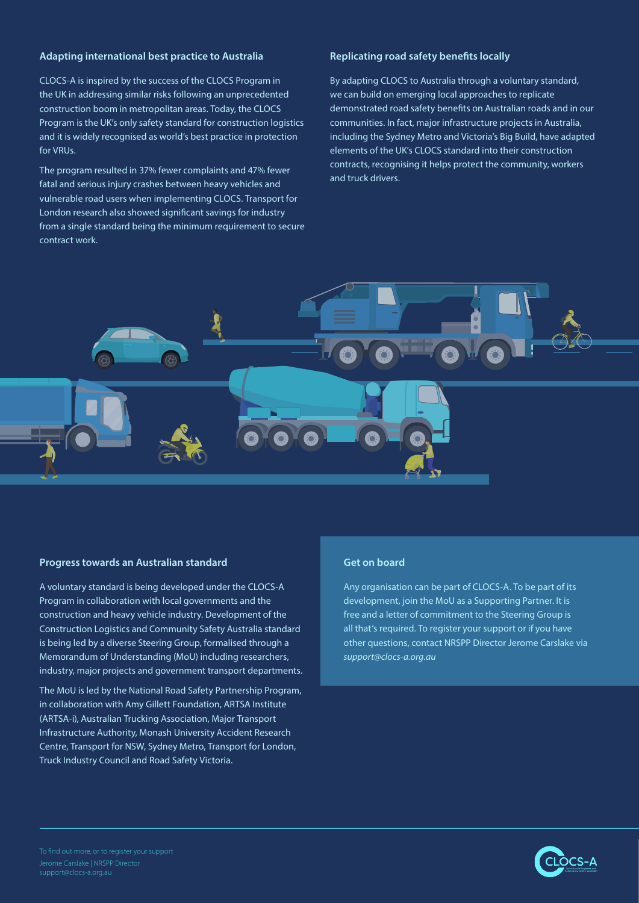## Adapting international best practice to Australia

CLOCS-A is inspired by the success of the CLOCS Program in the UK in addressing similar risks following an unprecedented construction boom in metropolitan areas. Today, the CLOCS Program is the UK's only safety standard for construction logistics and it is widely recognised as world's best practice in protection for VRUs.

The program resulted in 37% fewer complaints and 47% fewer fatal and serious injury crashes between heavy vehicles and vulnerable road users when implementing CLOCS. Transport for London research also showed significant savings for industry from a single standard being the minimum requirement to secure contract work.

## Replicating road safety benefits locally

By adapting CLOCS to Australia through a voluntary standard, we can build on emerging local approaches to replicate demonstrated road safety benefits on Australian roads and in our communities. In fact, major infrastructure projects in Australia, including the Sydney Metro and Victoria's Big Build, have adapted elements of the UK's CLOCS standard into their construction contracts, recognising it helps protect the community, workers and truck drivers.

## Progress towards an Australian standard

A voluntary standard is being developed under the CLOCS-A Program in collaboration with local governments and the construction and heavy vehicle industry. Development of the Construction Logistics and Community Safety Australia standard is being led by a diverse Steering Group, formalised through a Memorandum of Understanding (MoU) including researchers, industry, major projects and government transport departments.

The MoU is led by the National Road Safety Partnership Program, in collaboration with Amy Gillett Foundation, ARTSA Institute (ARTSA-i), Australian Trucking Association, Major Transport Infrastructure Authority, Monash University Accident Research Centre, Transport for NSW, Sydney Metro, Transport for London, Truck Industry Council and Road Safety Victoria.

## Get on board

Any organisation can be part of CLOCS-A. To be part of its development, join the MoU as a Supporting Partner. It is free and a letter of commitment to the Steering Group is all that's required. To register your support or if you have other questions, contact NRSPP Director Jerome Carslake via *support@clocs-a.org.au*

To find out more, or to register your support
Jerome Carslake | NRSPP Director
support@clocs-a.org.au